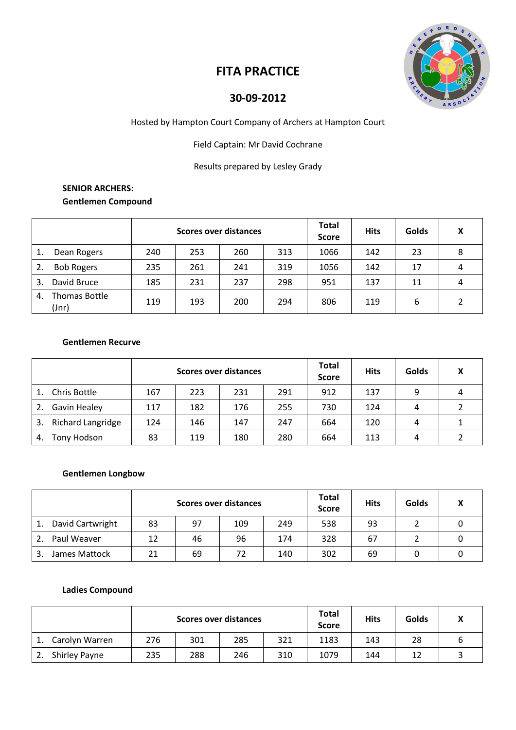# FITA PRACTICE

## 30-09-2012

Hosted by Hampton Court Company of Archers at Hampton Court

Field Captain: Mr David Cochrane

Results prepared by Lesley Grady

**SENIOR ARCHERS:**

**Gentlemen Compound**

| | Scores over distances | | | | Total Score | Hits | Golds | X |
|---|---|---|---|---|---|---|---|---|
| 1. Dean Rogers | 240 | 253 | 260 | 313 | 1066 | 142 | 23 | 8 |
| 2. Bob Rogers | 235 | 261 | 241 | 319 | 1056 | 142 | 17 | 4 |
| 3. David Bruce | 185 | 231 | 237 | 298 | 951 | 137 | 11 | 4 |
| 4. Thomas Bottle (Jnr) | 119 | 193 | 200 | 294 | 806 | 119 | 6 | 2 |

**Gentlemen Recurve**

| | Scores over distances | | | | Total Score | Hits | Golds | X |
|---|---|---|---|---|---|---|---|---|
| 1. Chris Bottle | 167 | 223 | 231 | 291 | 912 | 137 | 9 | 4 |
| 2. Gavin Healey | 117 | 182 | 176 | 255 | 730 | 124 | 4 | 2 |
| 3. Richard Langridge | 124 | 146 | 147 | 247 | 664 | 120 | 4 | 1 |
| 4. Tony Hodson | 83 | 119 | 180 | 280 | 664 | 113 | 4 | 2 |

**Gentlemen Longbow**

| | Scores over distances | | | | Total Score | Hits | Golds | X |
|---|---|---|---|---|---|---|---|---|
| 1. David Cartwright | 83 | 97 | 109 | 249 | 538 | 93 | 2 | 0 |
| 2. Paul Weaver | 12 | 46 | 96 | 174 | 328 | 67 | 2 | 0 |
| 3. James Mattock | 21 | 69 | 72 | 140 | 302 | 69 | 0 | 0 |

**Ladies Compound**

| | Scores over distances | | | | Total Score | Hits | Golds | X |
|---|---|---|---|---|---|---|---|---|
| 1. Carolyn Warren | 276 | 301 | 285 | 321 | 1183 | 143 | 28 | 6 |
| 2. Shirley Payne | 235 | 288 | 246 | 310 | 1079 | 144 | 12 | 3 |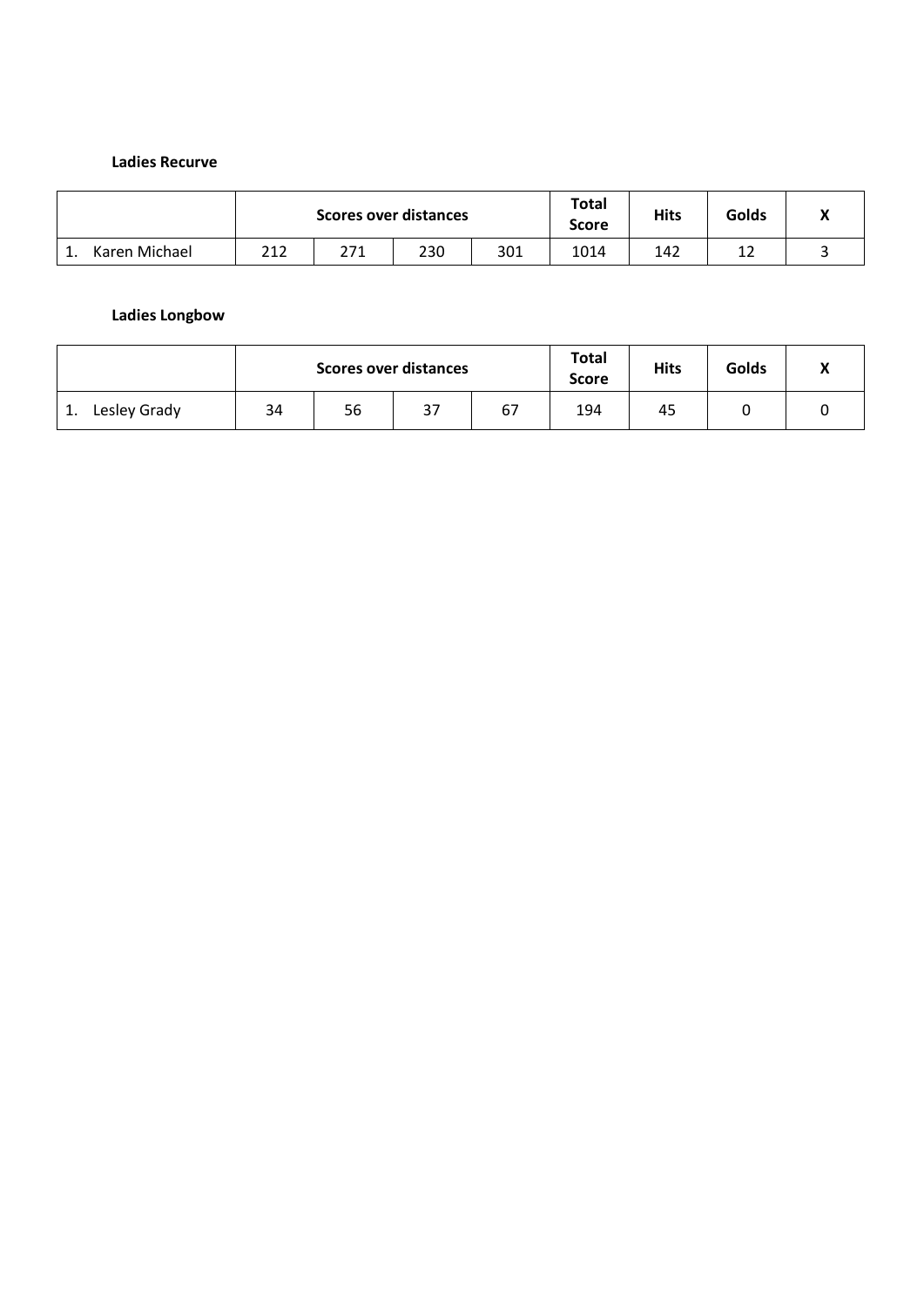**Ladies Recurve**

| | Scores over distances | | | | Total Score | Hits | Golds | X |
|---|---|---|---|---|---|---|---|---|
| 1. Karen Michael | 212 | 271 | 230 | 301 | 1014 | 142 | 12 | 3 |

**Ladies Longbow**

| | Scores over distances | | | | Total Score | Hits | Golds | X |
|---|---|---|---|---|---|---|---|---|
| 1. Lesley Grady | 34 | 56 | 37 | 67 | 194 | 45 | 0 | 0 |